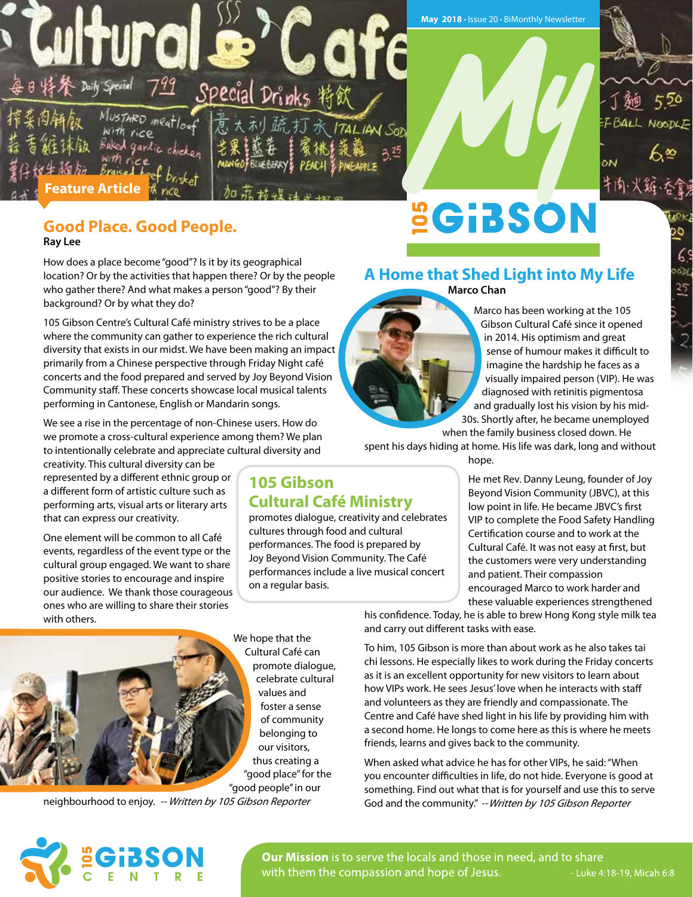May 2018 · Issue 20 · BiMonthly Newsletter

# My 105 GiBSON

Feature Article

## Good Place. Good People.

**Ray Lee**

How does a place become "good"? Is it by its geographical location? Or by the activities that happen there? Or by the people who gather there? And what makes a person "good"? By their background? Or by what they do?

105 Gibson Centre's Cultural Café ministry strives to be a place where the community can gather to experience the rich cultural diversity that exists in our midst. We have been making an impact primarily from a Chinese perspective through Friday Night café concerts and the food prepared and served by Joy Beyond Vision Community staff. These concerts showcase local musical talents performing in Cantonese, English or Mandarin songs.

We see a rise in the percentage of non-Chinese users. How do we promote a cross-cultural experience among them? We plan to intentionally celebrate and appreciate cultural diversity and creativity. This cultural diversity can be represented by a different ethnic group or a different form of artistic culture such as performing arts, visual arts or literary arts that can express our creativity.

One element will be common to all Café events, regardless of the event type or the cultural group engaged. We want to share positive stories to encourage and inspire our audience. We thank those courageous ones who are willing to share their stories with others.

We hope that the Cultural Café can promote dialogue, celebrate cultural values and foster a sense of community belonging to our visitors, thus creating a "good place" for the "good people" in our neighbourhood to enjoy. *-- Written by 105 Gibson Reporter*

### 105 Gibson Cultural Café Ministry

promotes dialogue, creativity and celebrates cultures through food and cultural performances. The food is prepared by Joy Beyond Vision Community. The Café performances include a live musical concert on a regular basis.

## A Home that Shed Light into My Life

**Marco Chan**

Marco has been working at the 105 Gibson Cultural Café since it opened in 2014. His optimism and great sense of humour makes it difficult to imagine the hardship he faces as a visually impaired person (VIP). He was diagnosed with retinitis pigmentosa and gradually lost his vision by his mid-30s. Shortly after, he became unemployed when the family business closed down. He spent his days hiding at home. His life was dark, long and without hope.

He met Rev. Danny Leung, founder of Joy Beyond Vision Community (JBVC), at this low point in life. He became JBVC's first VIP to complete the Food Safety Handling Certification course and to work at the Cultural Café. It was not easy at first, but the customers were very understanding and patient. Their compassion encouraged Marco to work harder and these valuable experiences strengthened his confidence. Today, he is able to brew Hong Kong style milk tea and carry out different tasks with ease.

To him, 105 Gibson is more than about work as he also takes tai chi lessons. He especially likes to work during the Friday concerts as it is an excellent opportunity for new visitors to learn about how VIPs work. He sees Jesus' love when he interacts with staff and volunteers as they are friendly and compassionate. The Centre and Café have shed light in his life by providing him with a second home. He longs to come here as this is where he meets friends, learns and gives back to the community.

When asked what advice he has for other VIPs, he said: "When you encounter difficulties in life, do not hide. Everyone is good at something. Find out what that is for yourself and use this to serve God and the community." *-- Written by 105 Gibson Reporter*

105 GiBSON CENTRE

**Our Mission** is to serve the locals and those in need, and to share with them the compassion and hope of Jesus. - Luke 4:18-19, Micah 6:8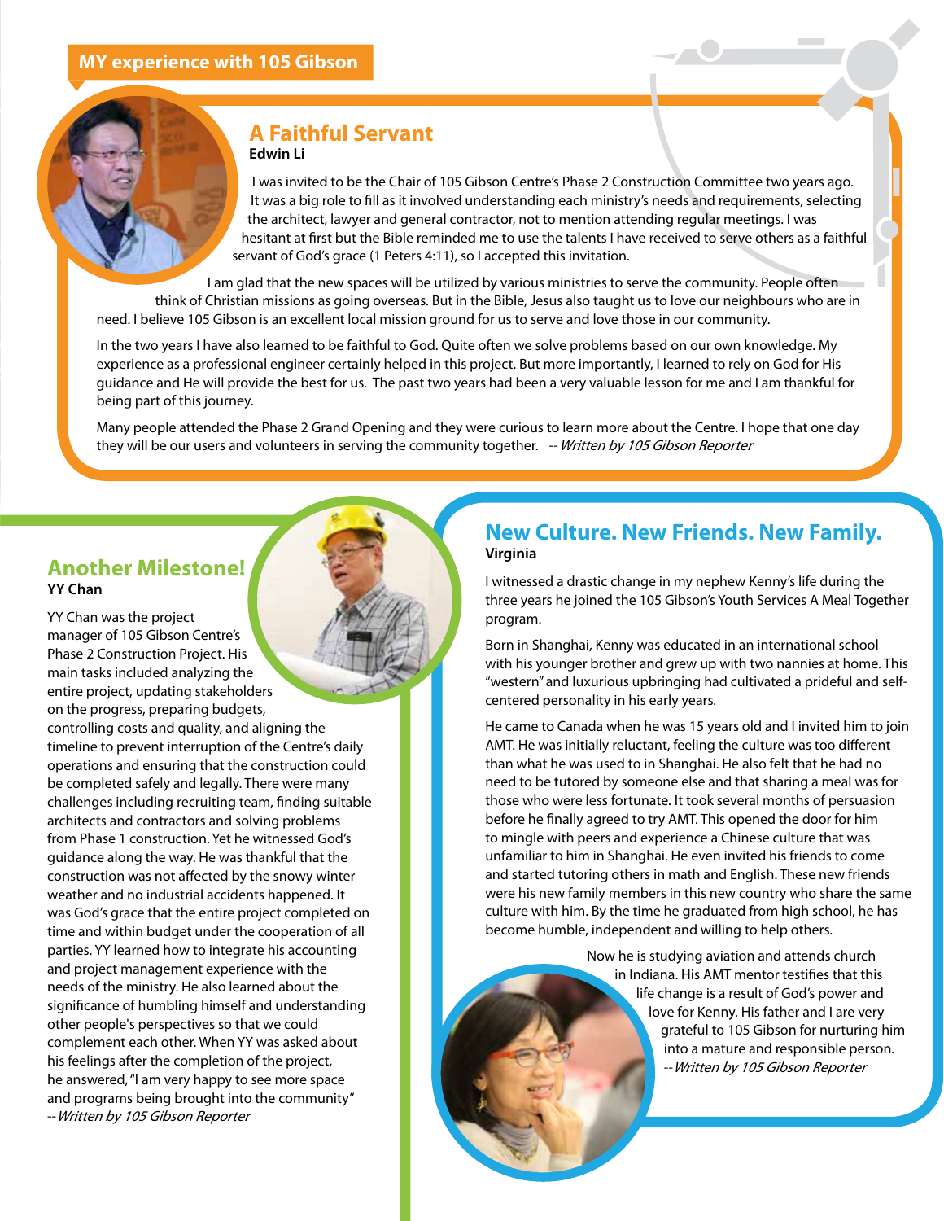## MY experience with 105 Gibson

### A Faithful Servant

**Edwin Li**

I was invited to be the Chair of 105 Gibson Centre's Phase 2 Construction Committee two years ago. It was a big role to fill as it involved understanding each ministry's needs and requirements, selecting the architect, lawyer and general contractor, not to mention attending regular meetings. I was hesitant at first but the Bible reminded me to use the talents I have received to serve others as a faithful servant of God's grace (1 Peters 4:11), so I accepted this invitation.

I am glad that the new spaces will be utilized by various ministries to serve the community. People often think of Christian missions as going overseas. But in the Bible, Jesus also taught us to love our neighbours who are in need. I believe 105 Gibson is an excellent local mission ground for us to serve and love those in our community.

In the two years I have also learned to be faithful to God. Quite often we solve problems based on our own knowledge. My experience as a professional engineer certainly helped in this project. But more importantly, I learned to rely on God for His guidance and He will provide the best for us. The past two years had been a very valuable lesson for me and I am thankful for being part of this journey.

Many people attended the Phase 2 Grand Opening and they were curious to learn more about the Centre. I hope that one day they will be our users and volunteers in serving the community together. *-- Written by 105 Gibson Reporter*

### Another Milestone!

**YY Chan**

YY Chan was the project manager of 105 Gibson Centre's Phase 2 Construction Project. His main tasks included analyzing the entire project, updating stakeholders on the progress, preparing budgets, controlling costs and quality, and aligning the timeline to prevent interruption of the Centre's daily operations and ensuring that the construction could be completed safely and legally. There were many challenges including recruiting team, finding suitable architects and contractors and solving problems from Phase 1 construction. Yet he witnessed God's guidance along the way. He was thankful that the construction was not affected by the snowy winter weather and no industrial accidents happened. It was God's grace that the entire project completed on time and within budget under the cooperation of all parties. YY learned how to integrate his accounting and project management experience with the needs of the ministry. He also learned about the significance of humbling himself and understanding other people's perspectives so that we could complement each other. When YY was asked about his feelings after the completion of the project, he answered, "I am very happy to see more space and programs being brought into the community" *--Written by 105 Gibson Reporter*

### New Culture. New Friends. New Family.

**Virginia**

I witnessed a drastic change in my nephew Kenny's life during the three years he joined the 105 Gibson's Youth Services A Meal Together program.

Born in Shanghai, Kenny was educated in an international school with his younger brother and grew up with two nannies at home. This "western" and luxurious upbringing had cultivated a prideful and self-centered personality in his early years.

He came to Canada when he was 15 years old and I invited him to join AMT. He was initially reluctant, feeling the culture was too different than what he was used to in Shanghai. He also felt that he had no need to be tutored by someone else and that sharing a meal was for those who were less fortunate. It took several months of persuasion before he finally agreed to try AMT. This opened the door for him to mingle with peers and experience a Chinese culture that was unfamiliar to him in Shanghai. He even invited his friends to come and started tutoring others in math and English. These new friends were his new family members in this new country who share the same culture with him. By the time he graduated from high school, he has become humble, independent and willing to help others.

Now he is studying aviation and attends church in Indiana. His AMT mentor testifies that this life change is a result of God's power and love for Kenny. His father and I are very grateful to 105 Gibson for nurturing him into a mature and responsible person. *--Written by 105 Gibson Reporter*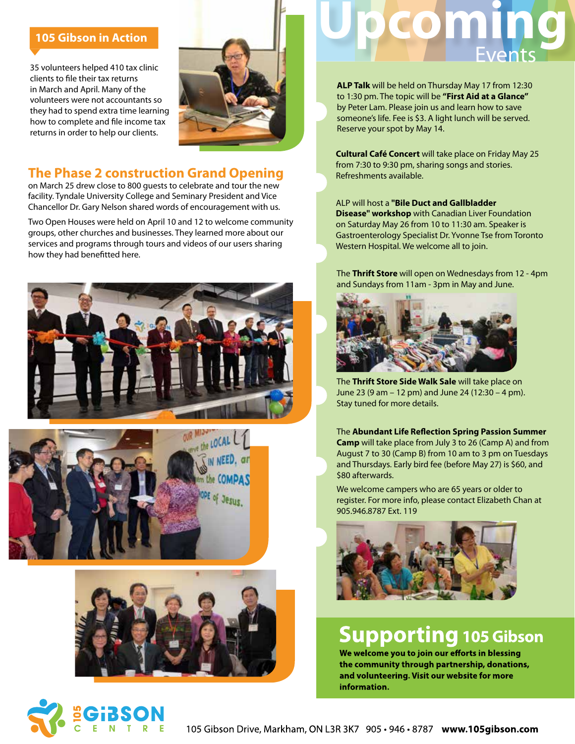## 105 Gibson in Action

35 volunteers helped 410 tax clinic clients to file their tax returns in March and April. Many of the volunteers were not accountants so they had to spend extra time learning how to complete and file income tax returns in order to help our clients.

## The Phase 2 construction Grand Opening

on March 25 drew close to 800 guests to celebrate and tour the new facility. Tyndale University College and Seminary President and Vice Chancellor Dr. Gary Nelson shared words of encouragement with us.

Two Open Houses were held on April 10 and 12 to welcome community groups, other churches and businesses. They learned more about our services and programs through tours and videos of our users sharing how they had benefitted here.

# Upcoming Events

**ALP Talk** will be held on Thursday May 17 from 12:30 to 1:30 pm. The topic will be **"First Aid at a Glance"** by Peter Lam. Please join us and learn how to save someone's life. Fee is $3. A light lunch will be served. Reserve your spot by May 14.

**Cultural Café Concert** will take place on Friday May 25 from 7:30 to 9:30 pm, sharing songs and stories. Refreshments available.

ALP will host a **"Bile Duct and Gallbladder Disease" workshop** with Canadian Liver Foundation on Saturday May 26 from 10 to 11:30 am. Speaker is Gastroenterology Specialist Dr. Yvonne Tse from Toronto Western Hospital. We welcome all to join.

The **Thrift Store** will open on Wednesdays from 12 - 4pm and Sundays from 11am - 3pm in May and June.

The **Thrift Store Side Walk Sale** will take place on June 23 (9 am – 12 pm) and June 24 (12:30 – 4 pm). Stay tuned for more details.

The **Abundant Life Reflection Spring Passion Summer Camp** will take place from July 3 to 26 (Camp A) and from August 7 to 30 (Camp B) from 10 am to 3 pm on Tuesdays and Thursdays. Early bird fee (before May 27) is $60, and $80 afterwards.

We welcome campers who are 65 years or older to register. For more info, please contact Elizabeth Chan at 905.946.8787 Ext. 119

## Supporting 105 Gibson

**We welcome you to join our efforts in blessing the community through partnership, donations, and volunteering. Visit our website for more information.**

105 GIBSON CENTRE

105 Gibson Drive, Markham, ON L3R 3K7 905 • 946 • 8787 **www.105gibson.com**